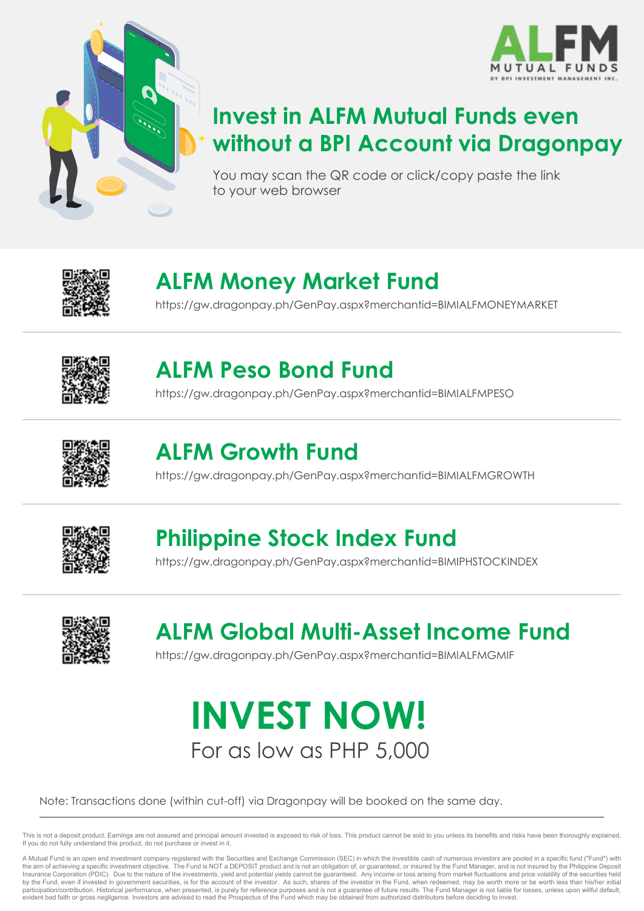ALFM MUTUAL FUNDS
BY BPI INVESTMENT MANAGEMENT INC.

# Invest in ALFM Mutual Funds even without a BPI Account via Dragonpay

You may scan the QR code or click/copy paste the link to your web browser

## ALFM Money Market Fund

https://gw.dragonpay.ph/GenPay.aspx?merchantid=BIMIALFMONEYMARKET

## ALFM Peso Bond Fund

https://gw.dragonpay.ph/GenPay.aspx?merchantid=BIMIALFMPESO

## ALFM Growth Fund

https://gw.dragonpay.ph/GenPay.aspx?merchantid=BIMIALFMGROWTH

## Philippine Stock Index Fund

https://gw.dragonpay.ph/GenPay.aspx?merchantid=BIMIPHSTOCKINDEX

## ALFM Global Multi-Asset Income Fund

https://gw.dragonpay.ph/GenPay.aspx?merchantid=BIMIALFMGMIF

# INVEST NOW!

For as low as PHP 5,000

Note: Transactions done (within cut-off) via Dragonpay will be booked on the same day.

This is not a deposit product. Earnings are not assured and principal amount invested is exposed to risk of loss. This product cannot be sold to you unless its benefits and risks have been thoroughly explained. If you do not fully understand this product, do not purchase or invest in it.

A Mutual Fund is an open end investment company registered with the Securities and Exchange Commission (SEC) in which the investible cash of numerous investors are pooled in a specific fund ("Fund") with the aim of achieving a specific investment objective. The Fund is NOT a DEPOSIT product and is not an obligation of, or guaranteed, or insured by the Fund Manager, and is not insured by the Philippine Deposit Insurance Corporation (PDIC). Due to the nature of the investments, yield and potential yields cannot be guaranteed. Any income or loss arising from market fluctuations and price volatility of the securities held by the Fund, even if invested in government securities, is for the account of the investor. As such, shares of the investor in the Fund, when redeemed, may be worth more or be worth less than his/her initial participation/contribution. Historical performance, when presented, is purely for reference purposes and is not a guarantee of future results. The Fund Manager is not liable for losses, unless upon willful default, evident bad faith or gross negligence. Investors are advised to read the Prospectus of the Fund which may be obtained from authorized distributors before deciding to invest.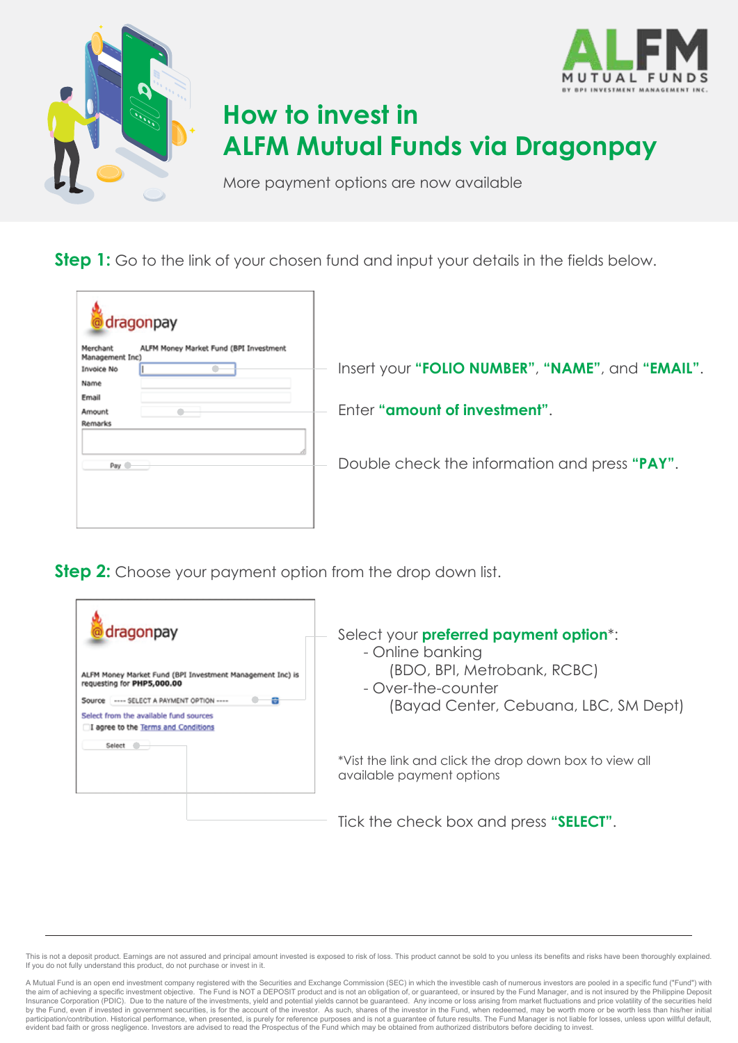ALFM MUTUAL FUNDS
BY BPI INVESTMENT MANAGEMENT INC.

# How to invest in ALFM Mutual Funds via Dragonpay

More payment options are now available

**Step 1:** Go to the link of your chosen fund and input your details in the fields below.

dragonpay

Merchant: ALFM Money Market Fund (BPI Investment Management Inc)
Invoice No
Name
Email
Amount
Remarks
Pay

Insert your **"FOLIO NUMBER"**, **"NAME"**, and **"EMAIL"**.

Enter **"amount of investment"**.

Double check the information and press **"PAY"**.

**Step 2:** Choose your payment option from the drop down list.

dragonpay

ALFM Money Market Fund (BPI Investment Management Inc) is requesting for **PHP5,000.00**

Source ---- SELECT A PAYMENT OPTION ----
Select from the available fund sources
I agree to the Terms and Conditions
Select

Select your **preferred payment option***:
- Online banking
  (BDO, BPI, Metrobank, RCBC)
- Over-the-counter
  (Bayad Center, Cebuana, LBC, SM Dept)

*Vist the link and click the drop down box to view all available payment options

Tick the check box and press **"SELECT"**.

---

This is not a deposit product. Earnings are not assured and principal amount invested is exposed to risk of loss. This product cannot be sold to you unless its benefits and risks have been thoroughly explained. If you do not fully understand this product, do not purchase or invest in it.

A Mutual Fund is an open end investment company registered with the Securities and Exchange Commission (SEC) in which the investible cash of numerous investors are pooled in a specific fund ("Fund") with the aim of achieving a specific investment objective. The Fund is NOT a DEPOSIT product and is not an obligation of, or guaranteed, or insured by the Fund Manager, and is not insured by the Philippine Deposit Insurance Corporation (PDIC). Due to the nature of the investments, yield and potential yields cannot be guaranteed. Any income or loss arising from market fluctuations and price volatility of the securities held by the Fund, even if invested in government securities, is for the account of the investor. As such, shares of the investor in the Fund, when redeemed, may be worth more or be worth less than his/her initial participation/contribution. Historical performance, when presented, is purely for reference purposes and is not a guarantee of future results. The Fund Manager is not liable for losses, unless upon willful default, evident bad faith or gross negligence. Investors are advised to read the Prospectus of the Fund which may be obtained from authorized distributors before deciding to invest.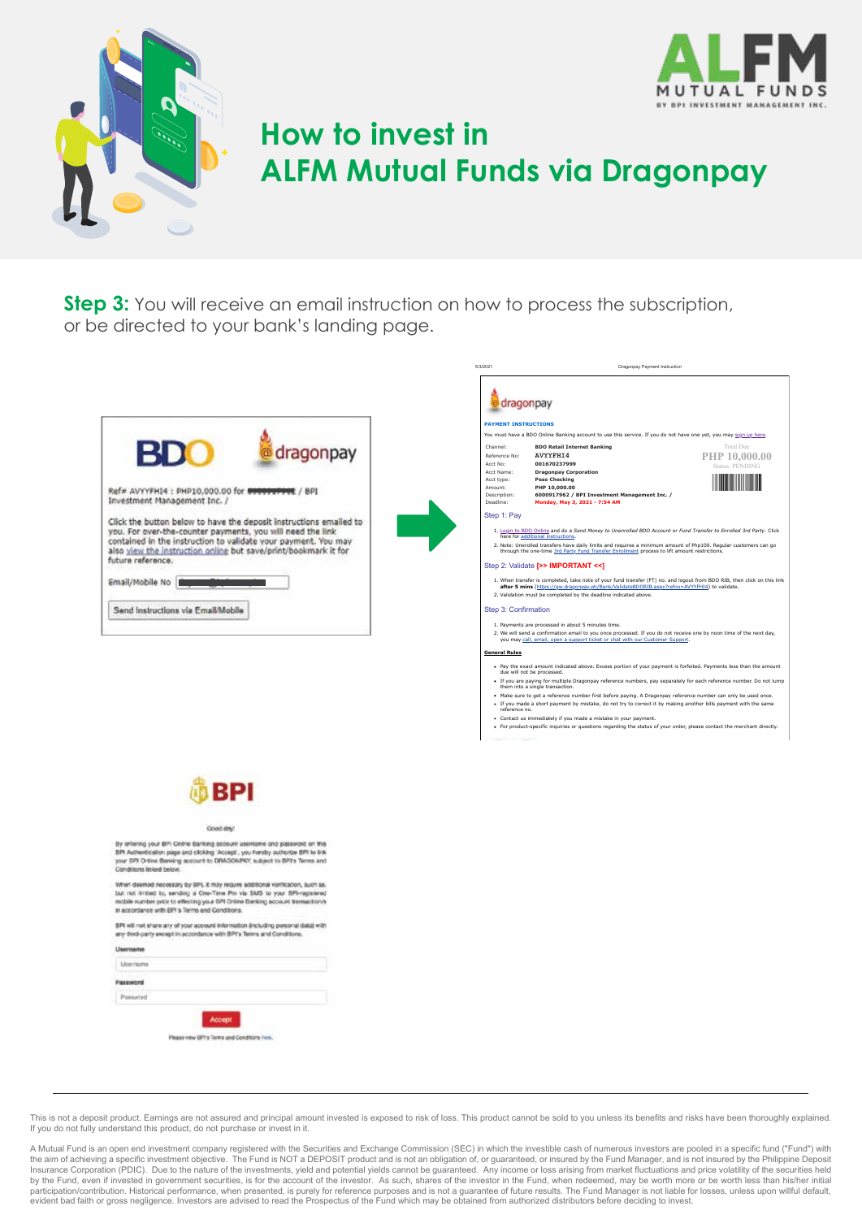# How to invest in ALFM Mutual Funds via Dragonpay

**Step 3:** You will receive an email instruction on how to process the subscription, or be directed to your bank's landing page.

BDO dragonpay

Ref# AVYYFHI4 : PHP10,000.00 for ██████████ / BPI Investment Management Inc. /

Click the button below to have the deposit instructions emailed to you. For over-the-counter payments, you will need the link contained in the instruction to validate your payment. You may also view the instruction online but save/print/bookmark it for future reference.

Email/Mobile No

Send Instructions via Email/Mobile

5/3/2021 Dragonpay Payment Instruction

dragonpay

**PAYMENT INSTRUCTIONS**

You must have a BDO Online Banking account to use this service. If you do not have one yet, you may sign up here.

| | |
|---|---|
| Channel: | BDO Retail Internet Banking |
| Reference No: | AVYYFHI4 |
| Acct No: | 001670237999 |
| Acct Name: | Dragonpay Corporation |
| Acct type: | Peso Checking |
| Amount: | PHP 10,000.00 |
| Description: | 6000917962 / BPI Investment Management Inc. / |
| Deadline: | Monday, May 3, 2021 - 7:54 AM |

Total Due
PHP 10,000.00
Status: PENDING

Step 1: Pay

1. Login to BDO Online and do a Send Money to Unenrolled BDO Account or Fund Transfer to Enrolled 3rd Party. Click here for additional instructions.
2. Note: Unenrolled transfers have daily limits and requires a minimum amount of Php100. Regular customers can go through the one-time 3rd Party Fund Transfer Enrollment process to lift amount restrictions.

Step 2: Validate [>> IMPORTANT <<]

1. When transfer is completed, take note of your fund transfer (FT) no. and logout from BDO RIB, then click on this link **after 5 mins** (https://gw.dragonpay.ph/Bank/ValidateBDORIB.aspx?refno=AVYYFHI4) to validate.
2. Validation must be completed by the deadline indicated above.

Step 3: Confirmation

1. Payments are processed in about 5 minutes time.
2. We will send a confirmation email to you once processed. If you do not receive one by noon time of the next day, you may call, email, open a support ticket or chat with our Customer Support.

**General Rules**

- Pay the exact amount indicated above. Excess portion of your payment is forfeited. Payments less than the amount due will not be processed.
- If you are paying for multiple Dragonpay reference numbers, pay separately for each reference number. Do not lump them into a single transaction.
- Make sure to get a reference number first before paying. A Dragonpay reference number can only be used once.
- If you made a short payment by mistake, do not try to correct it by making another bills payment with the same reference no.
- Contact us immediately if you made a mistake in your payment.
- For product-specific inquiries or questions regarding the status of your order, please contact the merchant directly.

BPI

Good day!

By entering your BPI Online Banking account username and password on this BPI Authentication page and clicking Accept, you hereby authorize BPI to link your BPI Online Banking account to DRAGONPAY, subject to BPI's Terms and Conditions linked below.

When deemed necessary by BPI, it may require additional verification, such as, but not limited to, sending a One-Time Pin via SMS to your BPI-registered mobile number prior to effecting your BPI Online Banking account transactions in accordance with BPI's Terms and Conditions.

BPI will not share any of your account information (including personal data) with any third-party except in accordance with BPI's Terms and Conditions.

Username

Password

Accept

Please view BPI's Terms and Conditions here.

---

This is not a deposit product. Earnings are not assured and principal amount invested is exposed to risk of loss. This product cannot be sold to you unless its benefits and risks have been thoroughly explained. If you do not fully understand this product, do not purchase or invest in it.

A Mutual Fund is an open end investment company registered with the Securities and Exchange Commission (SEC) in which the investible cash of numerous investors are pooled in a specific fund ("Fund") with the aim of achieving a specific investment objective. The Fund is NOT a DEPOSIT product and is not an obligation of, or guaranteed, or insured by the Fund Manager, and is not insured by the Philippine Deposit Insurance Corporation (PDIC). Due to the nature of the investments, yield and potential yields cannot be guaranteed. Any income or loss arising from market fluctuations and price volatility of the securities held by the Fund, even if invested in government securities, is for the account of the investor. As such, shares of the investor in the Fund, when redeemed, may be worth more or be worth less than his/her initial participation/contribution. Historical performance, when presented, is purely for reference purposes and is not a guarantee of future results. The Fund Manager is not liable for losses, unless upon willful default, evident bad faith or gross negligence. Investors are advised to read the Prospectus of the Fund which may be obtained from authorized distributors before deciding to invest.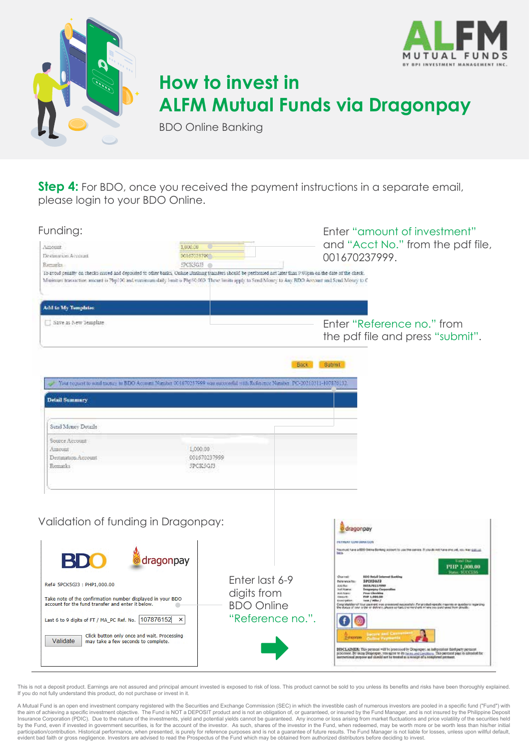ALFM MUTUAL FUNDS BY BPI INVESTMENT MANAGEMENT INC.

# How to invest in ALFM Mutual Funds via Dragonpay

BDO Online Banking

**Step 4:** For BDO, once you received the payment instructions in a separate email, please login to your BDO Online.

Funding:

| | |
|---|---|
| Amount | 1,000.00 |
| Destination Account | 001670237999 |
| Remarks | 5PCK5GJ3 |

To avoid penalty on checks issued and deposited to other banks, Online Banking transfers should be performed not later than 9:00pm on the date of the check. Minimum transaction amount is Php100 and maximum daily limit is Php50,000. These limits apply to Send Money to Any BDO Account and Send Money to C

Add to My Templates

Save as New Template

Enter "amount of investment" and "Acct No." from the pdf file, 001670237999.

Enter "Reference no." from the pdf file and press "submit".

Back Submit

Your request to send money to BDO Account Number 001670237999 was successful with Reference Number PC-20210311-107876152.

Detail Summary

Send Money Details

| | |
|---|---|
| Source Account | |
| Amount | 1,000.00 |
| Destination Account | 001670237999 |
| Remarks | 5PCK5GJ3 |

Validation of funding in Dragonpay:

BDO dragonpay

Ref# 5PCK5GJ3 : PHP1,000.00

Take note of the confirmation number displayed in your BDO account for the fund transfer and enter it below.

Last 6 to 9 digits of FT / MA_PC Ref. No. 107876152

Validate

Click button only once and wait. Processing may take a few seconds to complete.

Enter last 6-9 digits from BDO Online "Reference no.".

This is not a deposit product. Earnings are not assured and principal amount invested is exposed to risk of loss. This product cannot be sold to you unless its benefits and risks have been thoroughly explained. If you do not fully understand this product, do not purchase or invest in it.

A Mutual Fund is an open end investment company registered with the Securities and Exchange Commission (SEC) in which the investible cash of numerous investors are pooled in a specific fund ("Fund") with the aim of achieving a specific investment objective. The Fund is NOT a DEPOSIT product and is not an obligation of, or guaranteed, or insured by the Fund Manager, and is not insured by the Philippine Deposit Insurance Corporation (PDIC). Due to the nature of the investments, yield and potential yields cannot be guaranteed. Any income or loss arising from market fluctuations and price volatility of the securities held by the Fund, even if invested in government securities, is for the account of the investor. As such, shares of the investor in the Fund, when redeemed, may be worth more or be worth less than his/her initial participation/contribution. Historical performance, when presented, is purely for reference purposes and is not a guarantee of future results. The Fund Manager is not liable for losses, unless upon willful default, evident bad faith or gross negligence. Investors are advised to read the Prospectus of the Fund which may be obtained from authorized distributors before deciding to invest.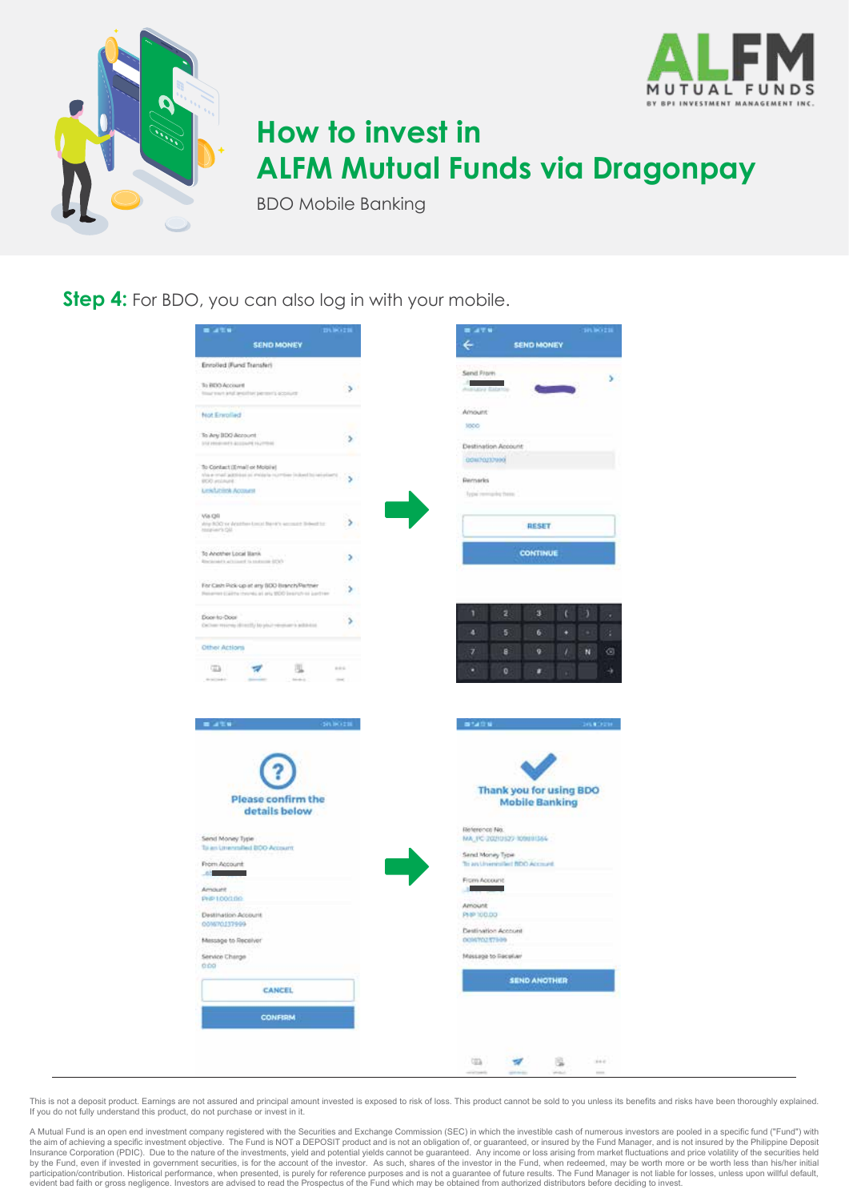# How to invest in ALFM Mutual Funds via Dragonpay

BDO Mobile Banking

**Step 4:** For BDO, you can also log in with your mobile.

This is not a deposit product. Earnings are not assured and principal amount invested is exposed to risk of loss. This product cannot be sold to you unless its benefits and risks have been thoroughly explained. If you do not fully understand this product, do not purchase or invest in it.

A Mutual Fund is an open end investment company registered with the Securities and Exchange Commission (SEC) in which the investible cash of numerous investors are pooled in a specific fund ("Fund") with the aim of achieving a specific investment objective. The Fund is NOT a DEPOSIT product and is not an obligation of, or guaranteed, or insured by the Fund Manager, and is not insured by the Philippine Deposit Insurance Corporation (PDIC). Due to the nature of the investments, yield and potential yields cannot be guaranteed. Any income or loss arising from market fluctuations and price volatility of the securities held by the Fund, even if invested in government securities, is for the account of the investor. As such, shares of the investor in the Fund, when redeemed, may be worth more or be worth less than his/her initial participation/contribution. Historical performance, when presented, is purely for reference purposes and is not a guarantee of future results. The Fund Manager is not liable for losses, unless upon willful default, evident bad faith or gross negligence. Investors are advised to read the Prospectus of the Fund which may be obtained from authorized distributors before deciding to invest.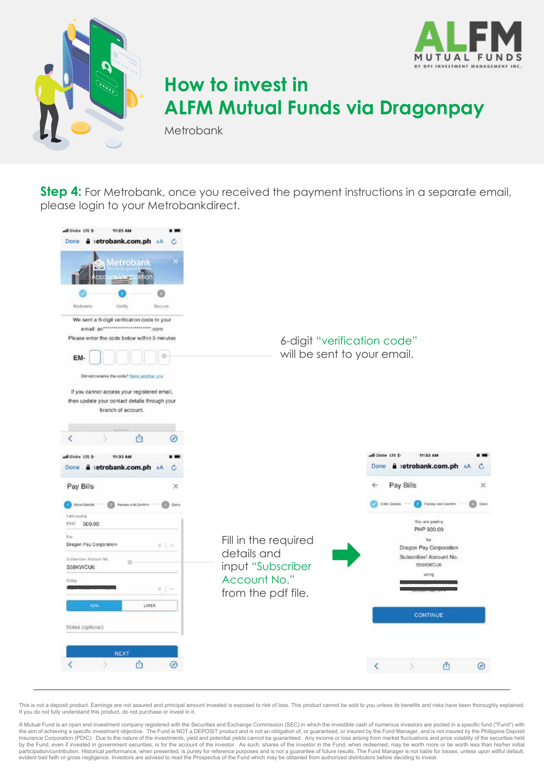# How to invest in ALFM Mutual Funds via Dragonpay

Metrobank

**Step 4:** For Metrobank, once you received the payment instructions in a separate email, please login to your Metrobankdirect.

6-digit "verification code" will be sent to your email.

Fill in the required details and input "Subscriber Account No." from the pdf file.

---

This is not a deposit product. Earnings are not assured and principal amount invested is exposed to risk of loss. This product cannot be sold to you unless its benefits and risks have been thoroughly explained. If you do not fully understand this product, do not purchase or invest in it.

A Mutual Fund is an open end investment company registered with the Securities and Exchange Commission (SEC) in which the investible cash of numerous investors are pooled in a specific fund ("Fund") with the aim of achieving a specific investment objective. The Fund is NOT a DEPOSIT product and is not an obligation of, or guaranteed, or insured by the Fund Manager, and is not insured by the Philippine Deposit Insurance Corporation (PDIC). Due to the nature of the investments, yield and potential yields cannot be guaranteed. Any income or loss arising from market fluctuations and price volatility of the securities held by the Fund, even if invested in government securities, is for the account of the investor. As such, shares of the investor in the Fund, when redeemed, may be worth more or be worth less than his/her initial participation/contribution. Historical performance, when presented, is purely for reference purposes and is not a guarantee of future results. The Fund Manager is not liable for losses, unless upon willful default, evident bad faith or gross negligence. Investors are advised to read the Prospectus of the Fund which may be obtained from authorized distributors before deciding to invest.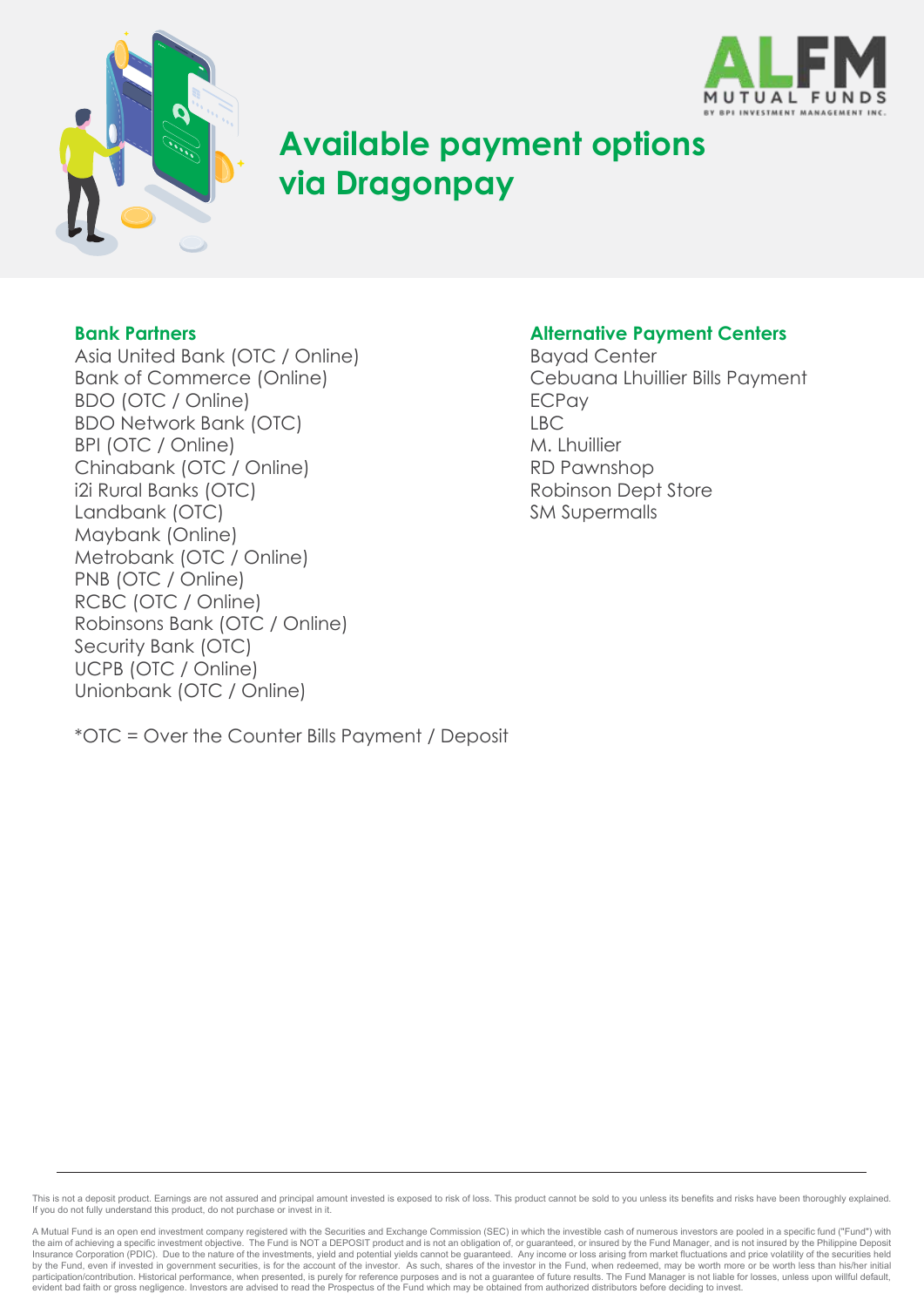# Available payment options via Dragonpay

## Bank Partners

Asia United Bank (OTC / Online)
Bank of Commerce (Online)
BDO (OTC / Online)
BDO Network Bank (OTC)
BPI (OTC / Online)
Chinabank (OTC / Online)
i2i Rural Banks (OTC)
Landbank (OTC)
Maybank (Online)
Metrobank (OTC / Online)
PNB (OTC / Online)
RCBC (OTC / Online)
Robinsons Bank (OTC / Online)
Security Bank (OTC)
UCPB (OTC / Online)
Unionbank (OTC / Online)

## Alternative Payment Centers

Bayad Center
Cebuana Lhuillier Bills Payment
ECPay
LBC
M. Lhuillier
RD Pawnshop
Robinson Dept Store
SM Supermalls

*OTC = Over the Counter Bills Payment / Deposit

---

This is not a deposit product. Earnings are not assured and principal amount invested is exposed to risk of loss. This product cannot be sold to you unless its benefits and risks have been thoroughly explained. If you do not fully understand this product, do not purchase or invest in it.

A Mutual Fund is an open end investment company registered with the Securities and Exchange Commission (SEC) in which the investible cash of numerous investors are pooled in a specific fund ("Fund") with the aim of achieving a specific investment objective. The Fund is NOT a DEPOSIT product and is not an obligation of, or guaranteed, or insured by the Fund Manager, and is not insured by the Philippine Deposit Insurance Corporation (PDIC). Due to the nature of the investments, yield and potential yields cannot be guaranteed. Any income or loss arising from market fluctuations and price volatility of the securities held by the Fund, even if invested in government securities, is for the account of the investor. As such, shares of the investor in the Fund, when redeemed, may be worth more or be worth less than his/her initial participation/contribution. Historical performance, when presented, is purely for reference purposes and is not a guarantee of future results. The Fund Manager is not liable for losses, unless upon willful default, evident bad faith or gross negligence. Investors are advised to read the Prospectus of the Fund which may be obtained from authorized distributors before deciding to invest.